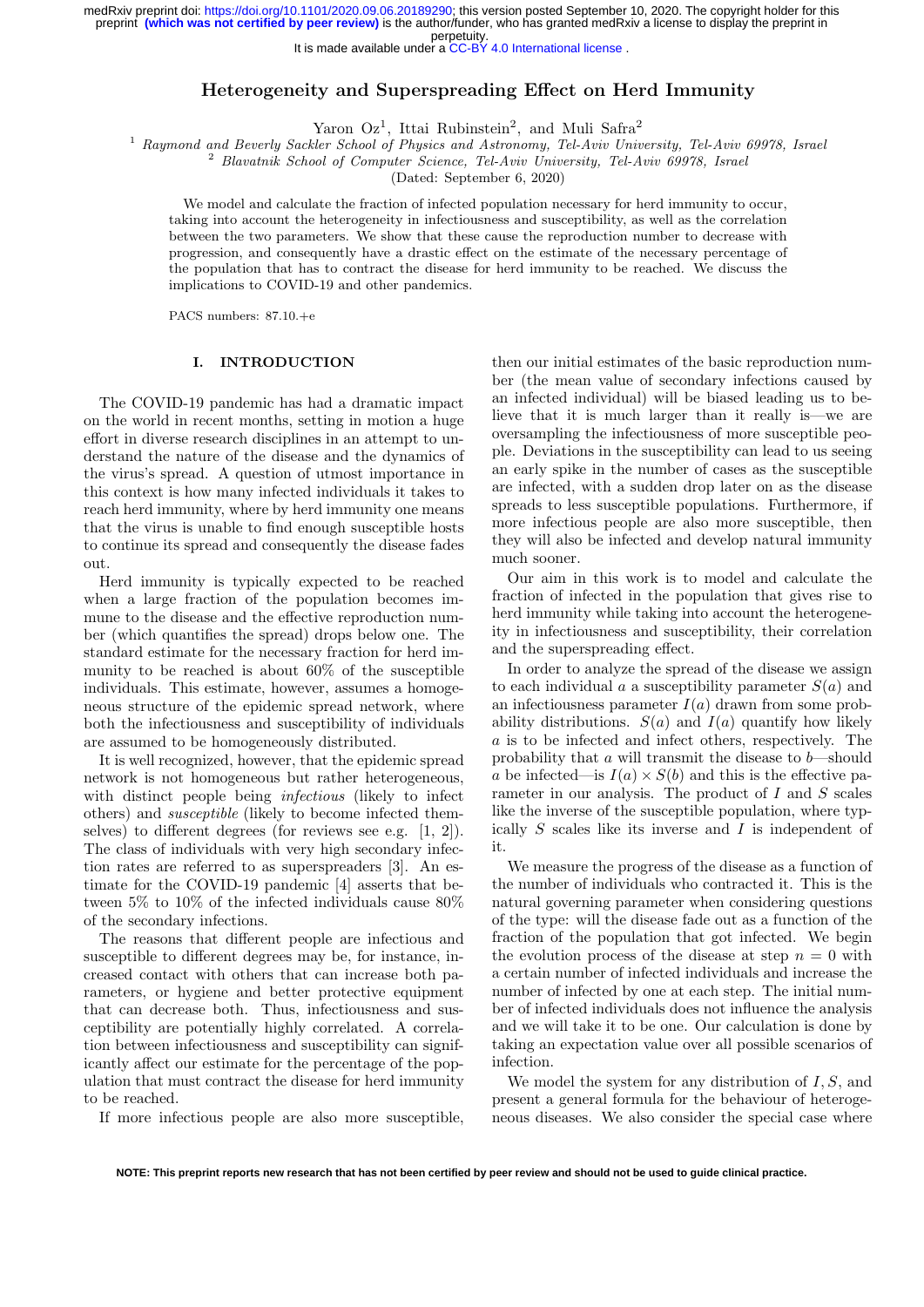# Heterogeneity and Superspreading Effect on Herd Immunity

Yaron Oz[1], Ittai Rubinstein[2], and Muli Safra[2]

[1] *Raymond and Beverly Sackler School of Physics and Astronomy, Tel-Aviv University, Tel-Aviv 69978, Israel*
[2] *Blavatnik School of Computer Science, Tel-Aviv University, Tel-Aviv 69978, Israel*

(Dated: September 6, 2020)

We model and calculate the fraction of infected population necessary for herd immunity to occur, taking into account the heterogeneity in infectiousness and susceptibility, as well as the correlation between the two parameters. We show that these cause the reproduction number to decrease with progression, and consequently have a drastic effect on the estimate of the necessary percentage of the population that has to contract the disease for herd immunity to be reached. We discuss the implications to COVID-19 and other pandemics.

PACS numbers: 87.10.+e

## I. INTRODUCTION

The COVID-19 pandemic has had a dramatic impact on the world in recent months, setting in motion a huge effort in diverse research disciplines in an attempt to understand the nature of the disease and the dynamics of the virus's spread. A question of utmost importance in this context is how many infected individuals it takes to reach herd immunity, where by herd immunity one means that the virus is unable to find enough susceptible hosts to continue its spread and consequently the disease fades out.

Herd immunity is typically expected to be reached when a large fraction of the population becomes immune to the disease and the effective reproduction number (which quantifies the spread) drops below one. The standard estimate for the necessary fraction for herd immunity to be reached is about 60% of the susceptible individuals. This estimate, however, assumes a homogeneous structure of the epidemic spread network, where both the infectiousness and susceptibility of individuals are assumed to be homogeneously distributed.

It is well recognized, however, that the epidemic spread network is not homogeneous but rather heterogeneous, with distinct people being *infectious* (likely to infect others) and *susceptible* (likely to become infected themselves) to different degrees (for reviews see e.g. [1, 2]). The class of individuals with very high secondary infection rates are referred to as superspreaders [3]. An estimate for the COVID-19 pandemic [4] asserts that between 5% to 10% of the infected individuals cause 80% of the secondary infections.

The reasons that different people are infectious and susceptible to different degrees may be, for instance, increased contact with others that can increase both parameters, or hygiene and better protective equipment that can decrease both. Thus, infectiousness and susceptibility are potentially highly correlated. A correlation between infectiousness and susceptibility can significantly affect our estimate for the percentage of the population that must contract the disease for herd immunity to be reached.

If more infectious people are also more susceptible, then our initial estimates of the basic reproduction number (the mean value of secondary infections caused by an infected individual) will be biased leading us to believe that it is much larger than it really is—we are oversampling the infectiousness of more susceptible people. Deviations in the susceptibility can lead to us seeing an early spike in the number of cases as the susceptible are infected, with a sudden drop later on as the disease spreads to less susceptible populations. Furthermore, if more infectious people are also more susceptible, then they will also be infected and develop natural immunity much sooner.

Our aim in this work is to model and calculate the fraction of infected in the population that gives rise to herd immunity while taking into account the heterogeneity in infectiousness and susceptibility, their correlation and the superspreading effect.

In order to analyze the spread of the disease we assign to each individual $a$ a susceptibility parameter $S(a)$ and an infectiousness parameter $I(a)$ drawn from some probability distributions. $S(a)$ and $I(a)$ quantify how likely $a$ is to be infected and infect others, respectively. The probability that $a$ will transmit the disease to $b$—should $a$ be infected—is $I(a) \times S(b)$ and this is the effective parameter in our analysis. The product of $I$ and $S$ scales like the inverse of the susceptible population, where typically $S$ scales like its inverse and $I$ is independent of it.

We measure the progress of the disease as a function of the number of individuals who contracted it. This is the natural governing parameter when considering questions of the type: will the disease fade out as a function of the fraction of the population that got infected. We begin the evolution process of the disease at step $n = 0$ with a certain number of infected individuals and increase the number of infected by one at each step. The initial number of infected individuals does not influence the analysis and we will take it to be one. Our calculation is done by taking an expectation value over all possible scenarios of infection.

We model the system for any distribution of $I, S$, and present a general formula for the behaviour of heterogeneous diseases. We also consider the special case where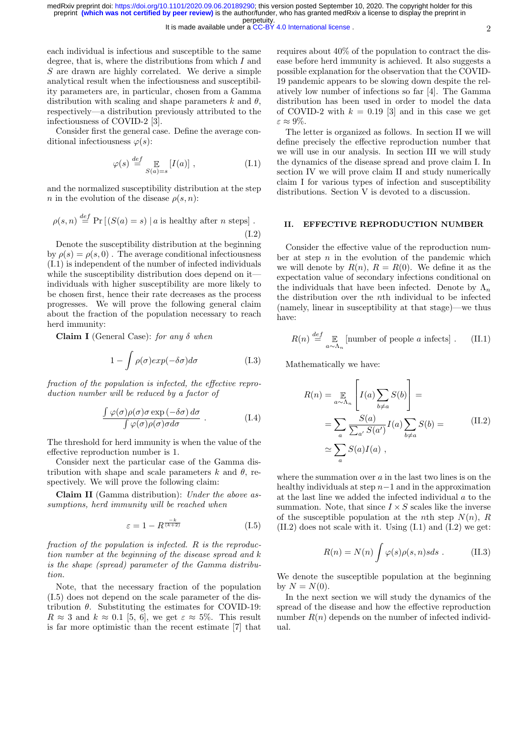each individual is infectious and susceptible to the same degree, that is, where the distributions from which $I$ and $S$ are drawn are highly correlated. We derive a simple analytical result when the infectiousness and susceptibility parameters are, in particular, chosen from a Gamma distribution with scaling and shape parameters $k$ and $\theta$, respectively—a distribution previously attributed to the infectiousness of COVID-2 [3].

Consider first the general case. Define the average conditional infectiousness $\varphi(s)$:

$$\varphi(s) \stackrel{def}{=} \mathop{\mathbb{E}}_{S(a)=s} [I(a)] \ , \tag{I.1}$$

and the normalized susceptibility distribution at the step $n$ in the evolution of the disease $\rho(s, n)$:

$$\rho(s,n) \stackrel{def}{=} \Pr\left[(S(a) = s) \mid a \text{ is healthy after } n \text{ steps}\right] . \tag{I.2}$$

Denote the susceptibility distribution at the beginning by $\rho(s) = \rho(s, 0)$ . The average conditional infectiousness (I.1) is independent of the number of infected individuals while the susceptibility distribution does depend on it—individuals with higher susceptibility are more likely to be chosen first, hence their rate decreases as the process progresses. We will prove the following general claim about the fraction of the population necessary to reach herd immunity:

**Claim I** (General Case): *for any $\delta$ when*

$$1 - \int \rho(\sigma) exp(-\delta\sigma) d\sigma \tag{I.3}$$

*fraction of the population is infected, the effective reproduction number will be reduced by a factor of*

$$\frac{\int \varphi(\sigma)\rho(\sigma)\sigma \exp\left(-\delta\sigma\right) d\sigma}{\int \varphi(\sigma)\rho(\sigma)\sigma d\sigma} \ . \tag{I.4}$$

The threshold for herd immunity is when the value of the effective reproduction number is 1.

Consider next the particular case of the Gamma distribution with shape and scale parameters $k$ and $\theta$, respectively. We will prove the following claim:

**Claim II** (Gamma distribution): *Under the above assumptions, herd immunity will be reached when*

$$\varepsilon = 1 - R^{\frac{-k}{(k+2)}} \tag{I.5}$$

*fraction of the population is infected. $R$ is the reproduction number at the beginning of the disease spread and $k$ is the shape (spread) parameter of the Gamma distribution.*

Note, that the necessary fraction of the population (I.5) does not depend on the scale parameter of the distribution $\theta$. Substituting the estimates for COVID-19: $R \approx 3$ and $k \approx 0.1$ [5, 6], we get $\varepsilon \approx 5\%$. This result is far more optimistic than the recent estimate [7] that requires about 40% of the population to contract the disease before herd immunity is achieved. It also suggests a possible explanation for the observation that the COVID-19 pandemic appears to be slowing down despite the relatively low number of infections so far [4]. The Gamma distribution has been used in order to model the data of COVID-2 with $k = 0.19$ [3] and in this case we get $\varepsilon \approx 9\%$.

The letter is organized as follows. In section II we will define precisely the effective reproduction number that we will use in our analysis. In section III we will study the dynamics of the disease spread and prove claim I. In section IV we will prove claim II and study numerically claim I for various types of infection and susceptibility distributions. Section V is devoted to a discussion.

## II. EFFECTIVE REPRODUCTION NUMBER

Consider the effective value of the reproduction number at step $n$ in the evolution of the pandemic which we will denote by $R(n)$, $R = R(0)$. We define it as the expectation value of secondary infections conditional on the individuals that have been infected. Denote by $\Lambda_n$ the distribution over the $n$th individual to be infected (namely, linear in susceptibility at that stage)—we thus have:

$$R(n) \stackrel{def}{=} \mathop{\mathbb{E}}_{a\sim\Lambda_n} [\text{number of people } a \text{ infects}] \ . \tag{II.1}$$

Mathematically we have:

$$\begin{aligned} R(n) &= \mathop{\mathbb{E}}_{a\sim\Lambda_n}\left[I(a)\sum_{b\neq a} S(b)\right] = \\ &= \sum_a \frac{S(a)}{\sum_{a'} S(a')} I(a) \sum_{b\neq a} S(b) = \\ &\simeq \sum_a S(a) I(a) \ , \end{aligned} \tag{II.2}$$

where the summation over $a$ in the last two lines is on the healthy individuals at step $n-1$ and in the approximation at the last line we added the infected individual $a$ to the summation. Note, that since $I \times S$ scales like the inverse of the susceptible population at the $n$th step $N(n)$, $R$ (II.2) does not scale with it. Using (I.1) and (I.2) we get:

$$R(n) = N(n) \int \varphi(s)\rho(s,n) s ds \ . \tag{II.3}$$

We denote the susceptible population at the beginning by $N = N(0)$.

In the next section we will study the dynamics of the spread of the disease and how the effective reproduction number $R(n)$ depends on the number of infected individual.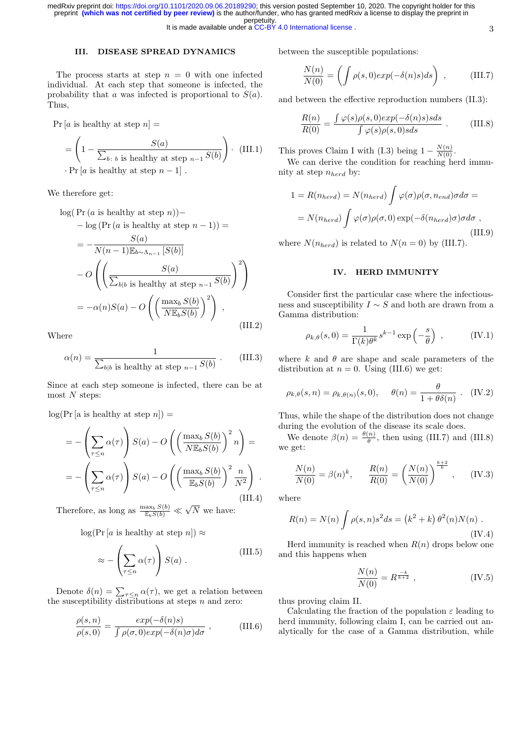## III. DISEASE SPREAD DYNAMICS

The process starts at step $n = 0$ with one infected individual. At each step that someone is infected, the probability that $a$ was infected is proportional to $S(a)$. Thus,

$$\Pr[a \text{ is healthy at step } n] = \\ = \left(1 - \frac{S(a)}{\sum_{b:\, b \text{ is healthy at step } n-1} S(b)}\right) \cdot \\ \cdot \Pr[a \text{ is healthy at step } n-1] \ . \tag{III.1}$$

We therefore get:

$$\log(\Pr(a \text{ is healthy at step } n)) - \\ - \log(\Pr(a \text{ is healthy at step } n-1)) = \\ = -\frac{S(a)}{N(n-1)\mathbb{E}_{b\sim\Lambda_{n-1}}[S(b)]} \\ - O\left(\left(\frac{S(a)}{\sum_{b|b \text{ is healthy at step } n-1} S(b)}\right)^2\right) \\ = -\alpha(n)S(a) - O\left(\left(\frac{\max_b S(b)}{N\mathbb{E}_b S(b)}\right)^2\right) \ , \tag{III.2}$$

Where

$$\alpha(n) = \frac{1}{\sum_{b|b \text{ is healthy at step } n-1} S(b)} \ . \tag{III.3}$$

Since at each step someone is infected, there can be at most $N$ steps:

$$\log(\Pr[\text{a is healthy at step } n]) = \\ = -\left(\sum_{\tau\leq n}\alpha(\tau)\right)S(a) - O\left(\left(\frac{\max_b S(b)}{N\mathbb{E}_b S(b)}\right)^2 n\right) = \\ = -\left(\sum_{\tau\leq n}\alpha(\tau)\right)S(a) - O\left(\left(\frac{\max_b S(b)}{\mathbb{E}_b S(b)}\right)^2 \frac{n}{N^2}\right) \ . \tag{III.4}$$

Therefore, as long as $\frac{\max_b S(b)}{\mathbb{E}_b S(b)} \ll \sqrt{N}$ we have:

$$\log(\Pr[a \text{ is healthy at step } n]) \approx \\ \approx -\left(\sum_{\tau\leq n}\alpha(\tau)\right)S(a) \ . \tag{III.5}$$

Denote $\delta(n) = \sum_{\tau\leq n}\alpha(\tau)$, we get a relation between the susceptibility distributions at steps $n$ and zero:

$$\frac{\rho(s,n)}{\rho(s,0)} = \frac{exp(-\delta(n)s)}{\int \rho(\sigma,0)exp(-\delta(n)\sigma)d\sigma} \ , \tag{III.6}$$

between the susceptible populations:

$$\frac{N(n)}{N(0)} = \left(\int \rho(s,0)exp(-\delta(n)s)ds\right) \ , \tag{III.7}$$

and between the effective reproduction numbers (II.3):

$$\frac{R(n)}{R(0)} = \frac{\int \varphi(s)\rho(s,0)exp(-\delta(n)s)sds}{\int \varphi(s)\rho(s,0)sds} \ . \tag{III.8}$$

This proves Claim I with (I.3) being $1 - \frac{N(n)}{N(0)}$.

We can derive the condition for reaching herd immunity at step $n_{herd}$ by:

$$1 = R(n_{herd}) = N(n_{herd})\int \varphi(\sigma)\rho(\sigma,n_{end})\sigma d\sigma = \\ = N(n_{herd})\int \varphi(\sigma)\rho(\sigma,0)\exp(-\delta(n_{herd})\sigma)\sigma d\sigma \ , \tag{III.9}$$

where $N(n_{herd})$ is related to $N(n=0)$ by (III.7).

## IV. HERD IMMUNITY

Consider first the particular case where the infectiousness and susceptibility $I \sim S$ and both are drawn from a Gamma distribution:

$$\rho_{k,\theta}(s,0) = \frac{1}{\Gamma(k)\theta^k}s^{k-1}\exp\left(-\frac{s}{\theta}\right) \ , \tag{IV.1}$$

where $k$ and $\theta$ are shape and scale parameters of the distribution at $n = 0$. Using (III.6) we get:

$$\rho_{k,\theta}(s,n) = \rho_{k,\theta(n)}(s,0), \quad \theta(n) = \frac{\theta}{1+\theta\delta(n)} \ . \tag{IV.2}$$

Thus, while the shape of the distribution does not change during the evolution of the disease its scale does.

We denote $\beta(n) = \frac{\theta(n)}{\theta}$, then using (III.7) and (III.8) we get:

$$\frac{N(n)}{N(0)} = \beta(n)^k, \quad \frac{R(n)}{R(0)} = \left(\frac{N(n)}{N(0)}\right)^{\frac{k+2}{k}} \ , \tag{IV.3}$$

where

$$R(n) = N(n)\int \rho(s,n)s^2 ds = \left(k^2+k\right)\theta^2(n)N(n) \ . \tag{IV.4}$$

Herd immunity is reached when $R(n)$ drops below one and this happens when

$$\frac{N(n)}{N(0)} = R^{\frac{-k}{k+2}} \ , \tag{IV.5}$$

thus proving claim II.

Calculating the fraction of the population $\varepsilon$ leading to herd immunity, following claim I, can be carried out analytically for the case of a Gamma distribution, while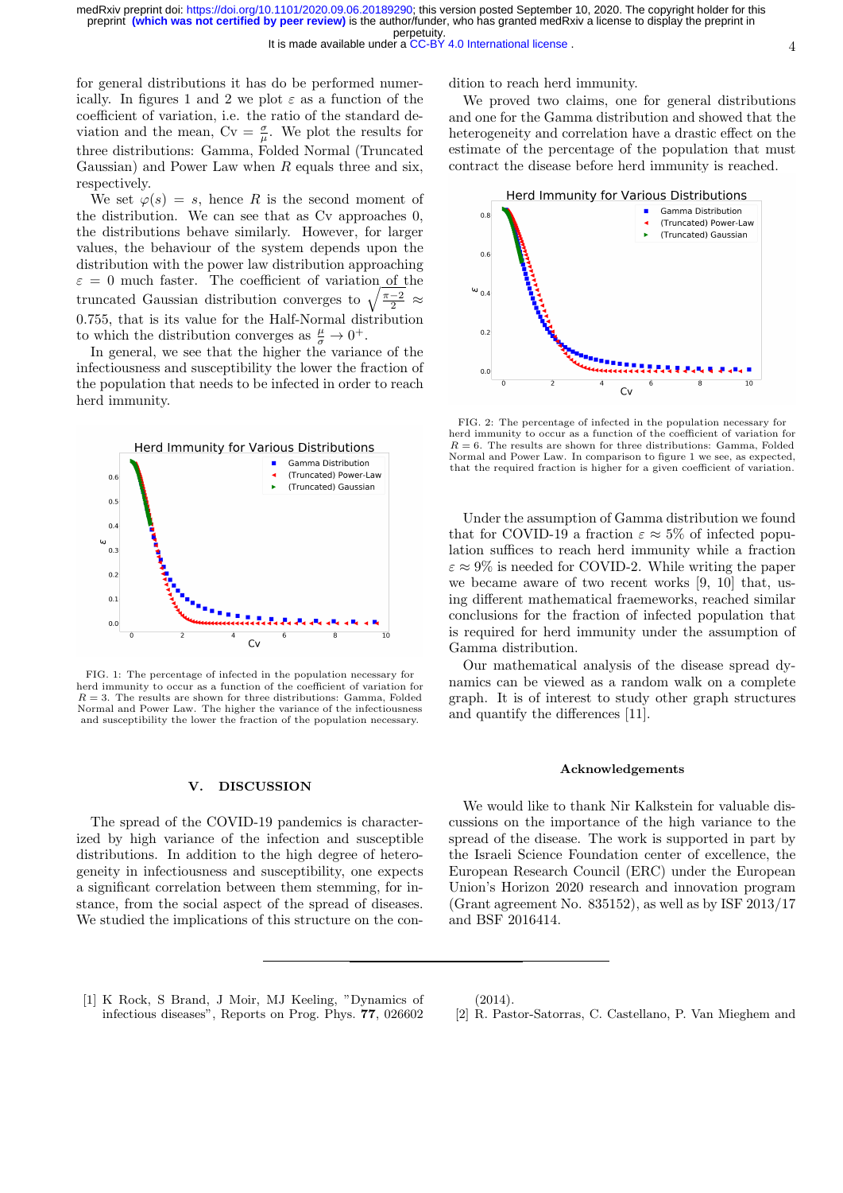for general distributions it has do be performed numerically. In figures 1 and 2 we plot $\varepsilon$ as a function of the coefficient of variation, i.e. the ratio of the standard deviation and the mean, $\text{Cv} = \frac{\sigma}{\mu}$. We plot the results for three distributions: Gamma, Folded Normal (Truncated Gaussian) and Power Law when $R$ equals three and six, respectively.

We set $\varphi(s) = s$, hence $R$ is the second moment of the distribution. We can see that as Cv approaches 0, the distributions behave similarly. However, for larger values, the behaviour of the system depends upon the distribution with the power law distribution approaching $\varepsilon = 0$ much faster. The coefficient of variation of the truncated Gaussian distribution converges to $\sqrt{\frac{\pi-2}{2}} \approx 0.755$, that is its value for the Half-Normal distribution to which the distribution converges as $\frac{\mu}{\sigma} \to 0^+$.

In general, we see that the higher the variance of the infectiousness and susceptibility the lower the fraction of the population that needs to be infected in order to reach herd immunity.

FIG. 1: The percentage of infected in the population necessary for herd immunity to occur as a function of the coefficient of variation for $R = 3$. The results are shown for three distributions: Gamma, Folded Normal and Power Law. The higher the variance of the infectiousness and susceptibility the lower the fraction of the population necessary.

## V. DISCUSSION

The spread of the COVID-19 pandemics is characterized by high variance of the infection and susceptible distributions. In addition to the high degree of heterogeneity in infectiousness and susceptibility, one expects a significant correlation between them stemming, for instance, from the social aspect of the spread of diseases. We studied the implications of this structure on the condition to reach herd immunity.

We proved two claims, one for general distributions and one for the Gamma distribution and showed that the heterogeneity and correlation have a drastic effect on the estimate of the percentage of the population that must contract the disease before herd immunity is reached.

FIG. 2: The percentage of infected in the population necessary for herd immunity to occur as a function of the coefficient of variation for $R = 6$. The results are shown for three distributions: Gamma, Folded Normal and Power Law. In comparison to figure 1 we see, as expected, that the required fraction is higher for a given coefficient of variation.

Under the assumption of Gamma distribution we found that for COVID-19 a fraction $\varepsilon \approx 5\%$ of infected population suffices to reach herd immunity while a fraction $\varepsilon \approx 9\%$ is needed for COVID-2. While writing the paper we became aware of two recent works [9, 10] that, using different mathematical fraemeworks, reached similar conclusions for the fraction of infected population that is required for herd immunity under the assumption of Gamma distribution.

Our mathematical analysis of the disease spread dynamics can be viewed as a random walk on a complete graph. It is of interest to study other graph structures and quantify the differences [11].

### Acknowledgements

We would like to thank Nir Kalkstein for valuable discussions on the importance of the high variance to the spread of the disease. The work is supported in part by the Israeli Science Foundation center of excellence, the European Research Council (ERC) under the European Union's Horizon 2020 research and innovation program (Grant agreement No. 835152), as well as by ISF 2013/17 and BSF 2016414.

---

[1] K Rock, S Brand, J Moir, MJ Keeling, "Dynamics of infectious diseases", Reports on Prog. Phys. **77**, 026602 (2014).

[2] R. Pastor-Satorras, C. Castellano, P. Van Mieghem and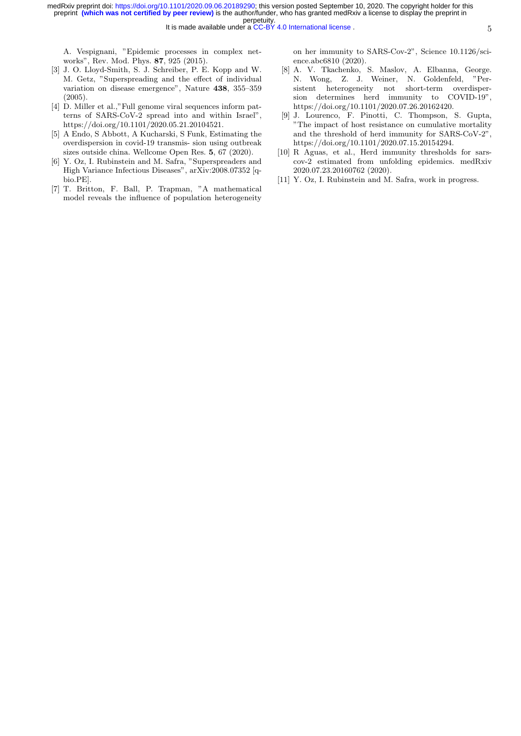A. Vespignani, "Epidemic processes in complex networks", Rev. Mod. Phys. **87**, 925 (2015).

[3] J. O. Lloyd-Smith, S. J. Schreiber, P. E. Kopp and W. M. Getz, "Superspreading and the effect of individual variation on disease emergence", Nature **438**, 355–359 (2005).

[4] D. Miller et al.,"Full genome viral sequences inform patterns of SARS-CoV-2 spread into and within Israel", https://doi.org/10.1101/2020.05.21.20104521.

[5] A Endo, S Abbott, A Kucharski, S Funk, Estimating the overdispersion in covid-19 transmis- sion using outbreak sizes outside china. Wellcome Open Res. **5**, 67 (2020).

[6] Y. Oz, I. Rubinstein and M. Safra, "Superspreaders and High Variance Infectious Diseases", arXiv:2008.07352 [q-bio.PE].

[7] T. Britton, F. Ball, P. Trapman, "A mathematical model reveals the influence of population heterogeneity on her immunity to SARS-Cov-2", Science 10.1126/science.abc6810 (2020).

[8] A. V. Tkachenko, S. Maslov, A. Elbanna, George. N. Wong, Z. J. Weiner, N. Goldenfeld, "Persistent heterogeneity not short-term overdispersion determines herd immunity to COVID-19", https://doi.org/10.1101/2020.07.26.20162420.

[9] J. Lourenco, F. Pinotti, C. Thompson, S. Gupta, "The impact of host resistance on cumulative mortality and the threshold of herd immunity for SARS-CoV-2", https://doi.org/10.1101/2020.07.15.20154294.

[10] R Aguas, et al., Herd immunity thresholds for sars-cov-2 estimated from unfolding epidemics. medRxiv 2020.07.23.20160762 (2020).

[11] Y. Oz, I. Rubinstein and M. Safra, work in progress.